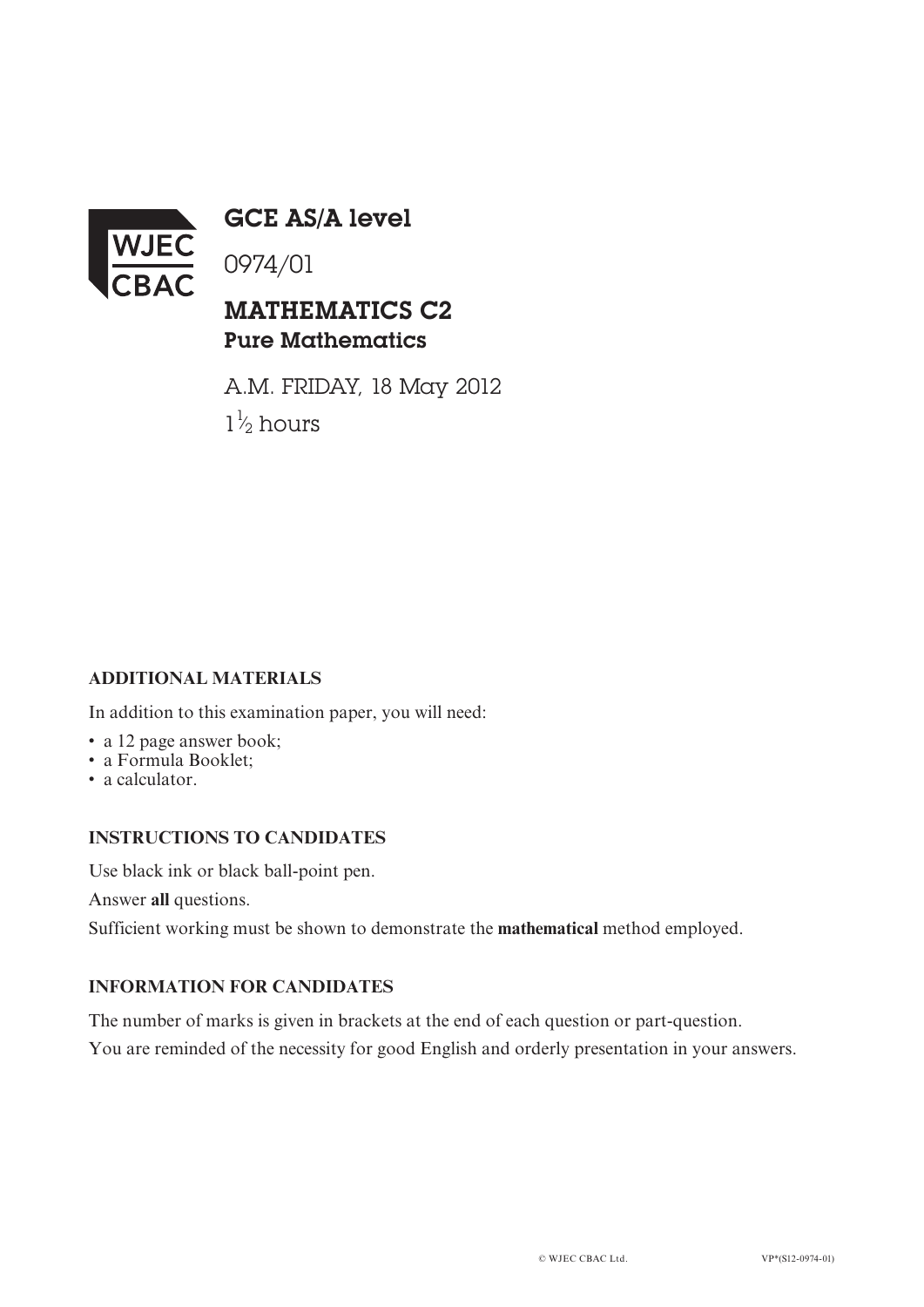WJEC CBAC

# GCE AS/A level

0974/01

## MATHEMATICS C2
### Pure Mathematics

A.M. FRIDAY, 18 May 2012

$1\frac{1}{2}$ hours

**ADDITIONAL MATERIALS**

In addition to this examination paper, you will need:

- a 12 page answer book;
- a Formula Booklet;
- a calculator.

**INSTRUCTIONS TO CANDIDATES**

Use black ink or black ball-point pen.

Answer **all** questions.

Sufficient working must be shown to demonstrate the **mathematical** method employed.

**INFORMATION FOR CANDIDATES**

The number of marks is given in brackets at the end of each question or part-question.

You are reminded of the necessity for good English and orderly presentation in your answers.

© WJEC CBAC Ltd. VP*(S12-0974-01)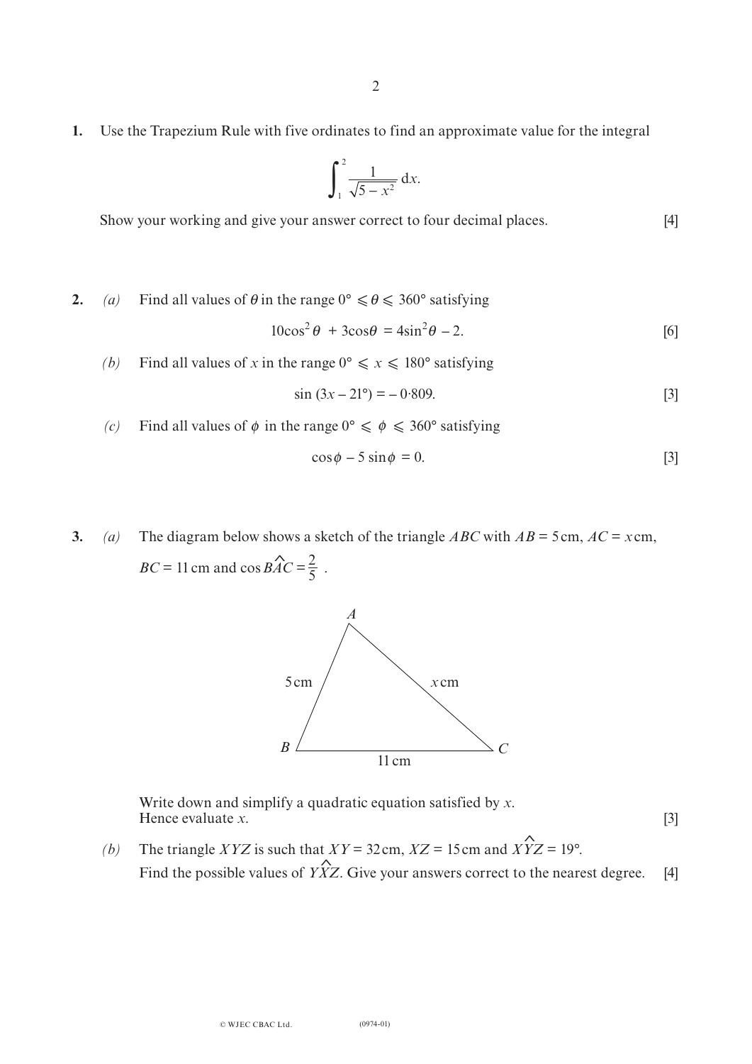**1.** Use the Trapezium Rule with five ordinates to find an approximate value for the integral

$$\int_1^2 \frac{1}{\sqrt{5 - x^2}}\,\mathrm{d}x.$$

Show your working and give your answer correct to four decimal places. [4]

**2.** *(a)* Find all values of $\theta$ in the range $0° \leqslant \theta \leqslant 360°$ satisfying

$$10\cos^2\theta + 3\cos\theta = 4\sin^2\theta - 2. \quad [6]$$

*(b)* Find all values of $x$ in the range $0° \leqslant x \leqslant 180°$ satisfying

$$\sin(3x - 21°) = -0{\cdot}809. \quad [3]$$

*(c)* Find all values of $\phi$ in the range $0° \leqslant \phi \leqslant 360°$ satisfying

$$\cos\phi - 5\sin\phi = 0. \quad [3]$$

**3.** *(a)* The diagram below shows a sketch of the triangle $ABC$ with $AB = 5$ cm, $AC = x$ cm, $BC = 11$ cm and $\cos B\hat{A}C = \frac{2}{5}$.

Write down and simplify a quadratic equation satisfied by $x$.
Hence evaluate $x$. [3]

*(b)* The triangle $XYZ$ is such that $XY = 32$ cm, $XZ = 15$ cm and $X\hat{Y}Z = 19°$.
Find the possible values of $Y\hat{X}Z$. Give your answers correct to the nearest degree. [4]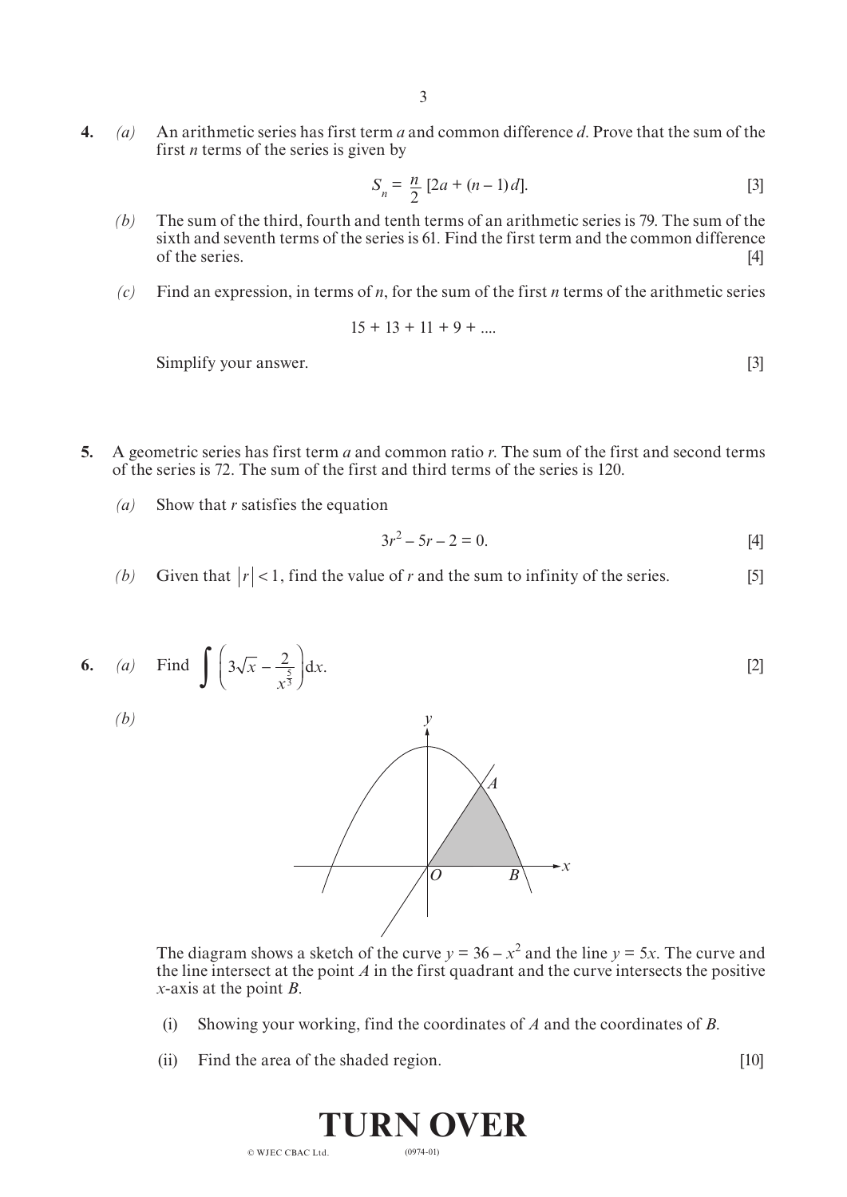**4.** *(a)* An arithmetic series has first term $a$ and common difference $d$. Prove that the sum of the first $n$ terms of the series is given by

$$S_n = \frac{n}{2}[2a + (n-1)d].$$ [3]

*(b)* The sum of the third, fourth and tenth terms of an arithmetic series is 79. The sum of the sixth and seventh terms of the series is 61. Find the first term and the common difference of the series. [4]

*(c)* Find an expression, in terms of $n$, for the sum of the first $n$ terms of the arithmetic series

$$15 + 13 + 11 + 9 + ....$$

Simplify your answer. [3]

**5.** A geometric series has first term $a$ and common ratio $r$. The sum of the first and second terms of the series is 72. The sum of the first and third terms of the series is 120.

*(a)* Show that $r$ satisfies the equation

$$3r^2 - 5r - 2 = 0.$$ [4]

*(b)* Given that $|r| < 1$, find the value of $r$ and the sum to infinity of the series. [5]

**6.** *(a)* Find $\displaystyle\int \left(3\sqrt{x} - \frac{2}{x^{\frac{5}{3}}}\right)\mathrm{d}x.$ [2]

*(b)*

The diagram shows a sketch of the curve $y = 36 - x^2$ and the line $y = 5x$. The curve and the line intersect at the point $A$ in the first quadrant and the curve intersects the positive $x$-axis at the point $B$.

(i) Showing your working, find the coordinates of $A$ and the coordinates of $B$.

(ii) Find the area of the shaded region. [10]

**TURN OVER**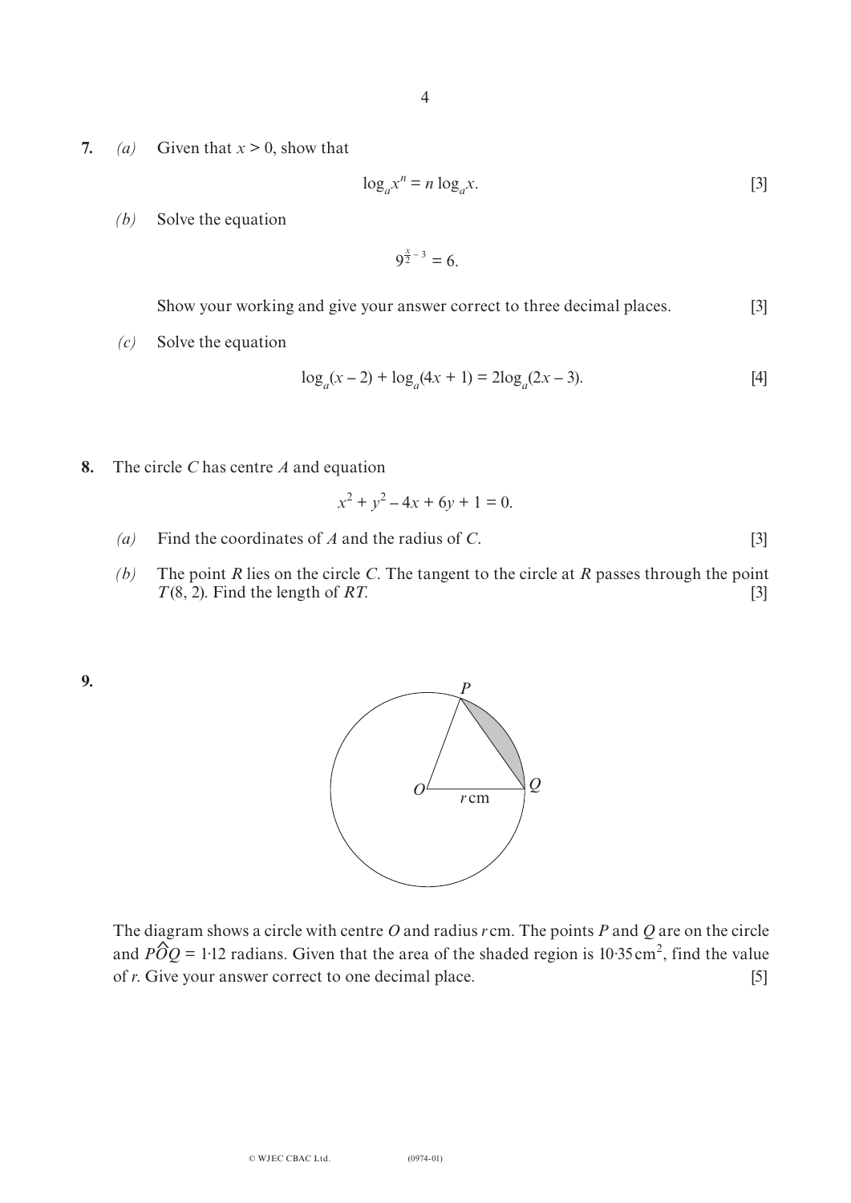**7.** *(a)* Given that $x > 0$, show that

$$\log_a x^n = n \log_a x. \qquad [3]$$

*(b)* Solve the equation

$$9^{\frac{x}{2} - 3} = 6.$$

Show your working and give your answer correct to three decimal places. [3]

*(c)* Solve the equation

$$\log_a(x - 2) + \log_a(4x + 1) = 2\log_a(2x - 3). \qquad [4]$$

**8.** The circle $C$ has centre $A$ and equation

$$x^2 + y^2 - 4x + 6y + 1 = 0.$$

*(a)* Find the coordinates of $A$ and the radius of $C$. [3]

*(b)* The point $R$ lies on the circle $C$. The tangent to the circle at $R$ passes through the point $T(8, 2)$. Find the length of $RT$. [3]

**9.**

P

O

Q

$r$ cm

The diagram shows a circle with centre $O$ and radius $r$ cm. The points $P$ and $Q$ are on the circle and $P\hat{O}Q = 1{\cdot}12$ radians. Given that the area of the shaded region is $10{\cdot}35\,\text{cm}^2$, find the value of $r$. Give your answer correct to one decimal place. [5]

© WJEC CBAC Ltd. (0974-01)